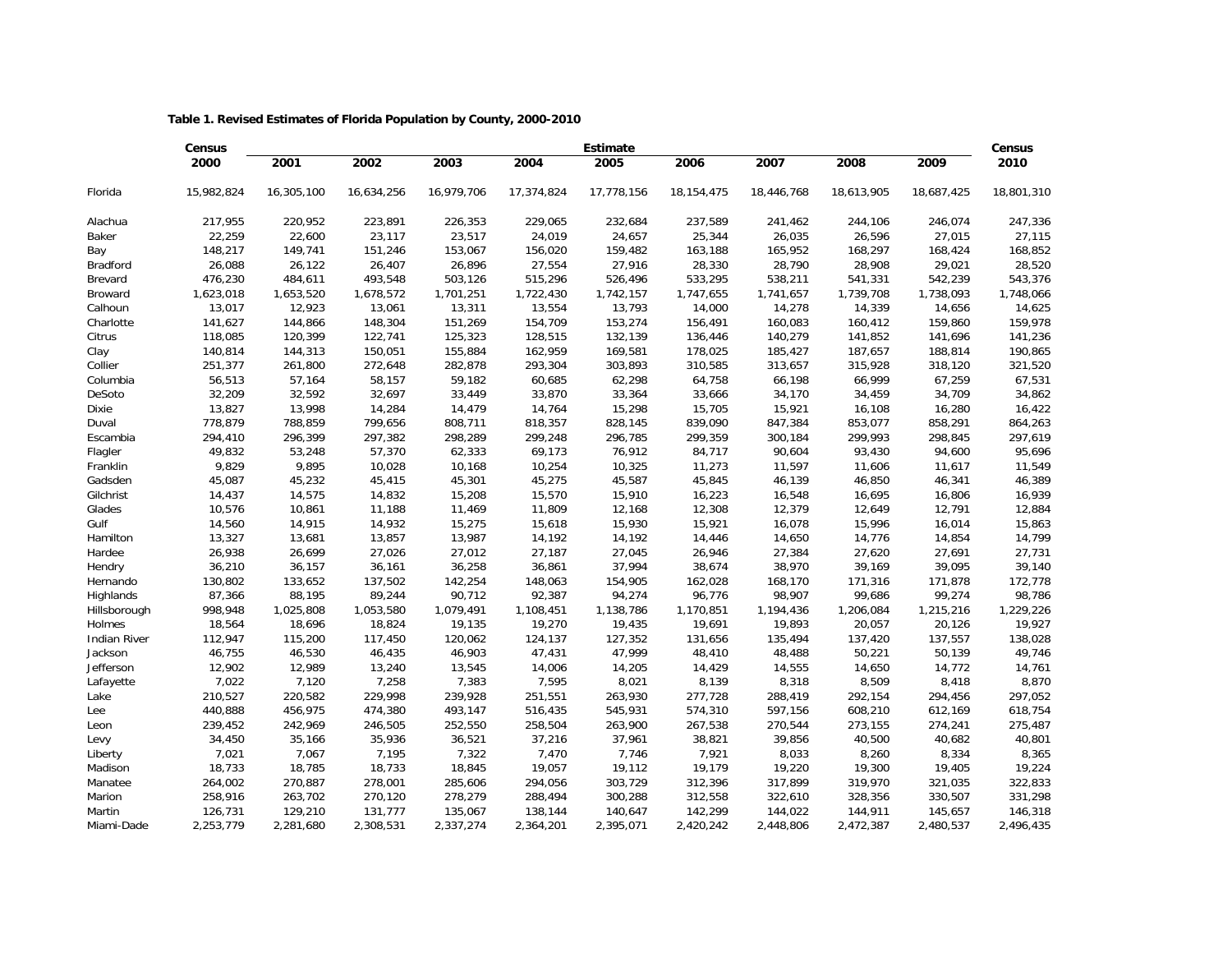**Table 1. Revised Estimates of Florida Population by County, 2000-2010**

| | Census | Estimate | | | | | | | | | Census |
|---|---|---|---|---|---|---|---|---|---|---|---|
| | 2000 | 2001 | 2002 | 2003 | 2004 | 2005 | 2006 | 2007 | 2008 | 2009 | 2010 |
| Florida | 15,982,824 | 16,305,100 | 16,634,256 | 16,979,706 | 17,374,824 | 17,778,156 | 18,154,475 | 18,446,768 | 18,613,905 | 18,687,425 | 18,801,310 |
| Alachua | 217,955 | 220,952 | 223,891 | 226,353 | 229,065 | 232,684 | 237,589 | 241,462 | 244,106 | 246,074 | 247,336 |
| Baker | 22,259 | 22,600 | 23,117 | 23,517 | 24,019 | 24,657 | 25,344 | 26,035 | 26,596 | 27,015 | 27,115 |
| Bay | 148,217 | 149,741 | 151,246 | 153,067 | 156,020 | 159,482 | 163,188 | 165,952 | 168,297 | 168,424 | 168,852 |
| Bradford | 26,088 | 26,122 | 26,407 | 26,896 | 27,554 | 27,916 | 28,330 | 28,790 | 28,908 | 29,021 | 28,520 |
| Brevard | 476,230 | 484,611 | 493,548 | 503,126 | 515,296 | 526,496 | 533,295 | 538,211 | 541,331 | 542,239 | 543,376 |
| Broward | 1,623,018 | 1,653,520 | 1,678,572 | 1,701,251 | 1,722,430 | 1,742,157 | 1,747,655 | 1,741,657 | 1,739,708 | 1,738,093 | 1,748,066 |
| Calhoun | 13,017 | 12,923 | 13,061 | 13,311 | 13,554 | 13,793 | 14,000 | 14,278 | 14,339 | 14,656 | 14,625 |
| Charlotte | 141,627 | 144,866 | 148,304 | 151,269 | 154,709 | 153,274 | 156,491 | 160,083 | 160,412 | 159,860 | 159,978 |
| Citrus | 118,085 | 120,399 | 122,741 | 125,323 | 128,515 | 132,139 | 136,446 | 140,279 | 141,852 | 141,696 | 141,236 |
| Clay | 140,814 | 144,313 | 150,051 | 155,884 | 162,959 | 169,581 | 178,025 | 185,427 | 187,657 | 188,814 | 190,865 |
| Collier | 251,377 | 261,800 | 272,648 | 282,878 | 293,304 | 303,893 | 310,585 | 313,657 | 315,928 | 318,120 | 321,520 |
| Columbia | 56,513 | 57,164 | 58,157 | 59,182 | 60,685 | 62,298 | 64,758 | 66,198 | 66,999 | 67,259 | 67,531 |
| DeSoto | 32,209 | 32,592 | 32,697 | 33,449 | 33,870 | 33,364 | 33,666 | 34,170 | 34,459 | 34,709 | 34,862 |
| Dixie | 13,827 | 13,998 | 14,284 | 14,479 | 14,764 | 15,298 | 15,705 | 15,921 | 16,108 | 16,280 | 16,422 |
| Duval | 778,879 | 788,859 | 799,656 | 808,711 | 818,357 | 828,145 | 839,090 | 847,384 | 853,077 | 858,291 | 864,263 |
| Escambia | 294,410 | 296,399 | 297,382 | 298,289 | 299,248 | 296,785 | 299,359 | 300,184 | 299,993 | 298,845 | 297,619 |
| Flagler | 49,832 | 53,248 | 57,370 | 62,333 | 69,173 | 76,912 | 84,717 | 90,604 | 93,430 | 94,600 | 95,696 |
| Franklin | 9,829 | 9,895 | 10,028 | 10,168 | 10,254 | 10,325 | 11,273 | 11,597 | 11,606 | 11,617 | 11,549 |
| Gadsden | 45,087 | 45,232 | 45,415 | 45,301 | 45,275 | 45,587 | 45,845 | 46,139 | 46,850 | 46,341 | 46,389 |
| Gilchrist | 14,437 | 14,575 | 14,832 | 15,208 | 15,570 | 15,910 | 16,223 | 16,548 | 16,695 | 16,806 | 16,939 |
| Glades | 10,576 | 10,861 | 11,188 | 11,469 | 11,809 | 12,168 | 12,308 | 12,379 | 12,649 | 12,791 | 12,884 |
| Gulf | 14,560 | 14,915 | 14,932 | 15,275 | 15,618 | 15,930 | 15,921 | 16,078 | 15,996 | 16,014 | 15,863 |
| Hamilton | 13,327 | 13,681 | 13,857 | 13,987 | 14,192 | 14,192 | 14,446 | 14,650 | 14,776 | 14,854 | 14,799 |
| Hardee | 26,938 | 26,699 | 27,026 | 27,012 | 27,187 | 27,045 | 26,946 | 27,384 | 27,620 | 27,691 | 27,731 |
| Hendry | 36,210 | 36,157 | 36,161 | 36,258 | 36,861 | 37,994 | 38,674 | 38,970 | 39,169 | 39,095 | 39,140 |
| Hernando | 130,802 | 133,652 | 137,502 | 142,254 | 148,063 | 154,905 | 162,028 | 168,170 | 171,316 | 171,878 | 172,778 |
| Highlands | 87,366 | 88,195 | 89,244 | 90,712 | 92,387 | 94,274 | 96,776 | 98,907 | 99,686 | 99,274 | 98,786 |
| Hillsborough | 998,948 | 1,025,808 | 1,053,580 | 1,079,491 | 1,108,451 | 1,138,786 | 1,170,851 | 1,194,436 | 1,206,084 | 1,215,216 | 1,229,226 |
| Holmes | 18,564 | 18,696 | 18,824 | 19,135 | 19,270 | 19,435 | 19,691 | 19,893 | 20,057 | 20,126 | 19,927 |
| Indian River | 112,947 | 115,200 | 117,450 | 120,062 | 124,137 | 127,352 | 131,656 | 135,494 | 137,420 | 137,557 | 138,028 |
| Jackson | 46,755 | 46,530 | 46,435 | 46,903 | 47,431 | 47,999 | 48,410 | 48,488 | 50,221 | 50,139 | 49,746 |
| Jefferson | 12,902 | 12,989 | 13,240 | 13,545 | 14,006 | 14,205 | 14,429 | 14,555 | 14,650 | 14,772 | 14,761 |
| Lafayette | 7,022 | 7,120 | 7,258 | 7,383 | 7,595 | 8,021 | 8,139 | 8,318 | 8,509 | 8,418 | 8,870 |
| Lake | 210,527 | 220,582 | 229,998 | 239,928 | 251,551 | 263,930 | 277,728 | 288,419 | 292,154 | 294,456 | 297,052 |
| Lee | 440,888 | 456,975 | 474,380 | 493,147 | 516,435 | 545,931 | 574,310 | 597,156 | 608,210 | 612,169 | 618,754 |
| Leon | 239,452 | 242,969 | 246,505 | 252,550 | 258,504 | 263,900 | 267,538 | 270,544 | 273,155 | 274,241 | 275,487 |
| Levy | 34,450 | 35,166 | 35,936 | 36,521 | 37,216 | 37,961 | 38,821 | 39,856 | 40,500 | 40,682 | 40,801 |
| Liberty | 7,021 | 7,067 | 7,195 | 7,322 | 7,470 | 7,746 | 7,921 | 8,033 | 8,260 | 8,334 | 8,365 |
| Madison | 18,733 | 18,785 | 18,733 | 18,845 | 19,057 | 19,112 | 19,179 | 19,220 | 19,300 | 19,405 | 19,224 |
| Manatee | 264,002 | 270,887 | 278,001 | 285,606 | 294,056 | 303,729 | 312,396 | 317,899 | 319,970 | 321,035 | 322,833 |
| Marion | 258,916 | 263,702 | 270,120 | 278,279 | 288,494 | 300,288 | 312,558 | 322,610 | 328,356 | 330,507 | 331,298 |
| Martin | 126,731 | 129,210 | 131,777 | 135,067 | 138,144 | 140,647 | 142,299 | 144,022 | 144,911 | 145,657 | 146,318 |
| Miami-Dade | 2,253,779 | 2,281,680 | 2,308,531 | 2,337,274 | 2,364,201 | 2,395,071 | 2,420,242 | 2,448,806 | 2,472,387 | 2,480,537 | 2,496,435 |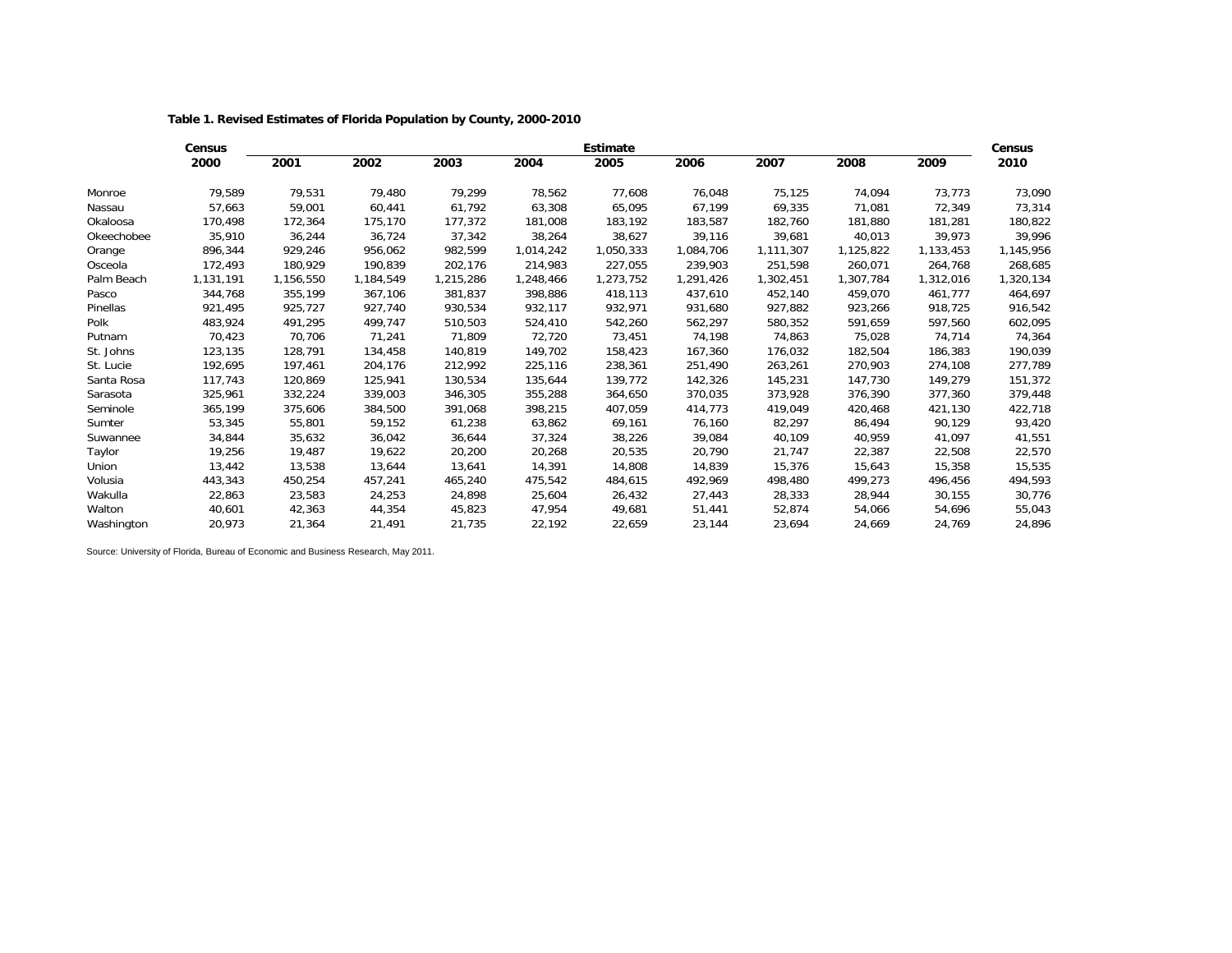**Table 1. Revised Estimates of Florida Population by County, 2000-2010**

| | Census | Estimate | | | | | | | | | Census |
|---|---|---|---|---|---|---|---|---|---|---|---|
| | 2000 | 2001 | 2002 | 2003 | 2004 | 2005 | 2006 | 2007 | 2008 | 2009 | 2010 |
| Monroe | 79,589 | 79,531 | 79,480 | 79,299 | 78,562 | 77,608 | 76,048 | 75,125 | 74,094 | 73,773 | 73,090 |
| Nassau | 57,663 | 59,001 | 60,441 | 61,792 | 63,308 | 65,095 | 67,199 | 69,335 | 71,081 | 72,349 | 73,314 |
| Okaloosa | 170,498 | 172,364 | 175,170 | 177,372 | 181,008 | 183,192 | 183,587 | 182,760 | 181,880 | 181,281 | 180,822 |
| Okeechobee | 35,910 | 36,244 | 36,724 | 37,342 | 38,264 | 38,627 | 39,116 | 39,681 | 40,013 | 39,973 | 39,996 |
| Orange | 896,344 | 929,246 | 956,062 | 982,599 | 1,014,242 | 1,050,333 | 1,084,706 | 1,111,307 | 1,125,822 | 1,133,453 | 1,145,956 |
| Osceola | 172,493 | 180,929 | 190,839 | 202,176 | 214,983 | 227,055 | 239,903 | 251,598 | 260,071 | 264,768 | 268,685 |
| Palm Beach | 1,131,191 | 1,156,550 | 1,184,549 | 1,215,286 | 1,248,466 | 1,273,752 | 1,291,426 | 1,302,451 | 1,307,784 | 1,312,016 | 1,320,134 |
| Pasco | 344,768 | 355,199 | 367,106 | 381,837 | 398,886 | 418,113 | 437,610 | 452,140 | 459,070 | 461,777 | 464,697 |
| Pinellas | 921,495 | 925,727 | 927,740 | 930,534 | 932,117 | 932,971 | 931,680 | 927,882 | 923,266 | 918,725 | 916,542 |
| Polk | 483,924 | 491,295 | 499,747 | 510,503 | 524,410 | 542,260 | 562,297 | 580,352 | 591,659 | 597,560 | 602,095 |
| Putnam | 70,423 | 70,706 | 71,241 | 71,809 | 72,720 | 73,451 | 74,198 | 74,863 | 75,028 | 74,714 | 74,364 |
| St. Johns | 123,135 | 128,791 | 134,458 | 140,819 | 149,702 | 158,423 | 167,360 | 176,032 | 182,504 | 186,383 | 190,039 |
| St. Lucie | 192,695 | 197,461 | 204,176 | 212,992 | 225,116 | 238,361 | 251,490 | 263,261 | 270,903 | 274,108 | 277,789 |
| Santa Rosa | 117,743 | 120,869 | 125,941 | 130,534 | 135,644 | 139,772 | 142,326 | 145,231 | 147,730 | 149,279 | 151,372 |
| Sarasota | 325,961 | 332,224 | 339,003 | 346,305 | 355,288 | 364,650 | 370,035 | 373,928 | 376,390 | 377,360 | 379,448 |
| Seminole | 365,199 | 375,606 | 384,500 | 391,068 | 398,215 | 407,059 | 414,773 | 419,049 | 420,468 | 421,130 | 422,718 |
| Sumter | 53,345 | 55,801 | 59,152 | 61,238 | 63,862 | 69,161 | 76,160 | 82,297 | 86,494 | 90,129 | 93,420 |
| Suwannee | 34,844 | 35,632 | 36,042 | 36,644 | 37,324 | 38,226 | 39,084 | 40,109 | 40,959 | 41,097 | 41,551 |
| Taylor | 19,256 | 19,487 | 19,622 | 20,200 | 20,268 | 20,535 | 20,790 | 21,747 | 22,387 | 22,508 | 22,570 |
| Union | 13,442 | 13,538 | 13,644 | 13,641 | 14,391 | 14,808 | 14,839 | 15,376 | 15,643 | 15,358 | 15,535 |
| Volusia | 443,343 | 450,254 | 457,241 | 465,240 | 475,542 | 484,615 | 492,969 | 498,480 | 499,273 | 496,456 | 494,593 |
| Wakulla | 22,863 | 23,583 | 24,253 | 24,898 | 25,604 | 26,432 | 27,443 | 28,333 | 28,944 | 30,155 | 30,776 |
| Walton | 40,601 | 42,363 | 44,354 | 45,823 | 47,954 | 49,681 | 51,441 | 52,874 | 54,066 | 54,696 | 55,043 |
| Washington | 20,973 | 21,364 | 21,491 | 21,735 | 22,192 | 22,659 | 23,144 | 23,694 | 24,669 | 24,769 | 24,896 |

Source: University of Florida, Bureau of Economic and Business Research, May 2011.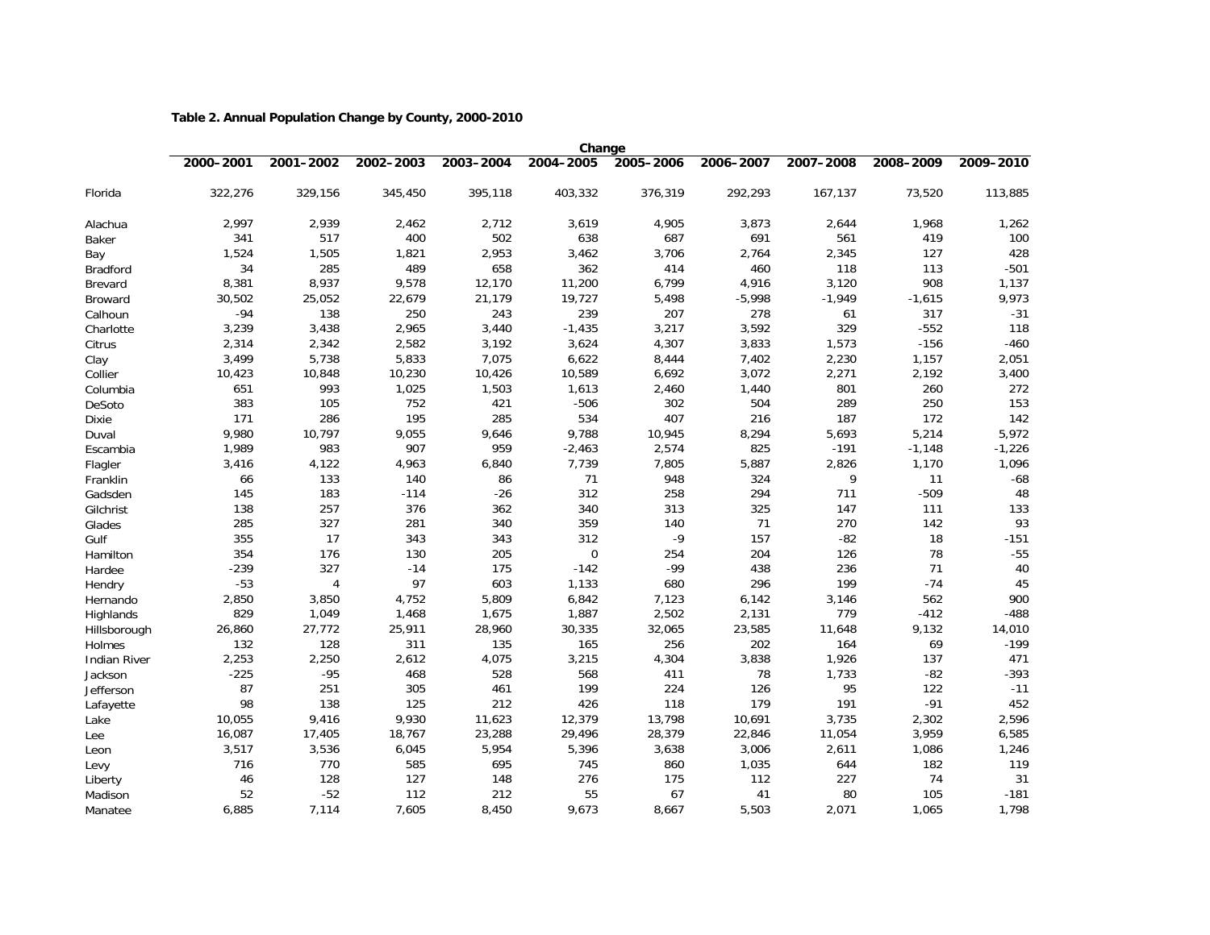**Table 2. Annual Population Change by County, 2000-2010**

| | Change | | | | | | | | | |
|---|---|---|---|---|---|---|---|---|---|---|
| | 2000–2001 | 2001–2002 | 2002–2003 | 2003–2004 | 2004–2005 | 2005–2006 | 2006–2007 | 2007–2008 | 2008–2009 | 2009–2010 |
| Florida | 322,276 | 329,156 | 345,450 | 395,118 | 403,332 | 376,319 | 292,293 | 167,137 | 73,520 | 113,885 |
| Alachua | 2,997 | 2,939 | 2,462 | 2,712 | 3,619 | 4,905 | 3,873 | 2,644 | 1,968 | 1,262 |
| Baker | 341 | 517 | 400 | 502 | 638 | 687 | 691 | 561 | 419 | 100 |
| Bay | 1,524 | 1,505 | 1,821 | 2,953 | 3,462 | 3,706 | 2,764 | 2,345 | 127 | 428 |
| Bradford | 34 | 285 | 489 | 658 | 362 | 414 | 460 | 118 | 113 | -501 |
| Brevard | 8,381 | 8,937 | 9,578 | 12,170 | 11,200 | 6,799 | 4,916 | 3,120 | 908 | 1,137 |
| Broward | 30,502 | 25,052 | 22,679 | 21,179 | 19,727 | 5,498 | -5,998 | -1,949 | -1,615 | 9,973 |
| Calhoun | -94 | 138 | 250 | 243 | 239 | 207 | 278 | 61 | 317 | -31 |
| Charlotte | 3,239 | 3,438 | 2,965 | 3,440 | -1,435 | 3,217 | 3,592 | 329 | -552 | 118 |
| Citrus | 2,314 | 2,342 | 2,582 | 3,192 | 3,624 | 4,307 | 3,833 | 1,573 | -156 | -460 |
| Clay | 3,499 | 5,738 | 5,833 | 7,075 | 6,622 | 8,444 | 7,402 | 2,230 | 1,157 | 2,051 |
| Collier | 10,423 | 10,848 | 10,230 | 10,426 | 10,589 | 6,692 | 3,072 | 2,271 | 2,192 | 3,400 |
| Columbia | 651 | 993 | 1,025 | 1,503 | 1,613 | 2,460 | 1,440 | 801 | 260 | 272 |
| DeSoto | 383 | 105 | 752 | 421 | -506 | 302 | 504 | 289 | 250 | 153 |
| Dixie | 171 | 286 | 195 | 285 | 534 | 407 | 216 | 187 | 172 | 142 |
| Duval | 9,980 | 10,797 | 9,055 | 9,646 | 9,788 | 10,945 | 8,294 | 5,693 | 5,214 | 5,972 |
| Escambia | 1,989 | 983 | 907 | 959 | -2,463 | 2,574 | 825 | -191 | -1,148 | -1,226 |
| Flagler | 3,416 | 4,122 | 4,963 | 6,840 | 7,739 | 7,805 | 5,887 | 2,826 | 1,170 | 1,096 |
| Franklin | 66 | 133 | 140 | 86 | 71 | 948 | 324 | 9 | 11 | -68 |
| Gadsden | 145 | 183 | -114 | -26 | 312 | 258 | 294 | 711 | -509 | 48 |
| Gilchrist | 138 | 257 | 376 | 362 | 340 | 313 | 325 | 147 | 111 | 133 |
| Glades | 285 | 327 | 281 | 340 | 359 | 140 | 71 | 270 | 142 | 93 |
| Gulf | 355 | 17 | 343 | 343 | 312 | -9 | 157 | -82 | 18 | -151 |
| Hamilton | 354 | 176 | 130 | 205 | 0 | 254 | 204 | 126 | 78 | -55 |
| Hardee | -239 | 327 | -14 | 175 | -142 | -99 | 438 | 236 | 71 | 40 |
| Hendry | -53 | 4 | 97 | 603 | 1,133 | 680 | 296 | 199 | -74 | 45 |
| Hernando | 2,850 | 3,850 | 4,752 | 5,809 | 6,842 | 7,123 | 6,142 | 3,146 | 562 | 900 |
| Highlands | 829 | 1,049 | 1,468 | 1,675 | 1,887 | 2,502 | 2,131 | 779 | -412 | -488 |
| Hillsborough | 26,860 | 27,772 | 25,911 | 28,960 | 30,335 | 32,065 | 23,585 | 11,648 | 9,132 | 14,010 |
| Holmes | 132 | 128 | 311 | 135 | 165 | 256 | 202 | 164 | 69 | -199 |
| Indian River | 2,253 | 2,250 | 2,612 | 4,075 | 3,215 | 4,304 | 3,838 | 1,926 | 137 | 471 |
| Jackson | -225 | -95 | 468 | 528 | 568 | 411 | 78 | 1,733 | -82 | -393 |
| Jefferson | 87 | 251 | 305 | 461 | 199 | 224 | 126 | 95 | 122 | -11 |
| Lafayette | 98 | 138 | 125 | 212 | 426 | 118 | 179 | 191 | -91 | 452 |
| Lake | 10,055 | 9,416 | 9,930 | 11,623 | 12,379 | 13,798 | 10,691 | 3,735 | 2,302 | 2,596 |
| Lee | 16,087 | 17,405 | 18,767 | 23,288 | 29,496 | 28,379 | 22,846 | 11,054 | 3,959 | 6,585 |
| Leon | 3,517 | 3,536 | 6,045 | 5,954 | 5,396 | 3,638 | 3,006 | 2,611 | 1,086 | 1,246 |
| Levy | 716 | 770 | 585 | 695 | 745 | 860 | 1,035 | 644 | 182 | 119 |
| Liberty | 46 | 128 | 127 | 148 | 276 | 175 | 112 | 227 | 74 | 31 |
| Madison | 52 | -52 | 112 | 212 | 55 | 67 | 41 | 80 | 105 | -181 |
| Manatee | 6,885 | 7,114 | 7,605 | 8,450 | 9,673 | 8,667 | 5,503 | 2,071 | 1,065 | 1,798 |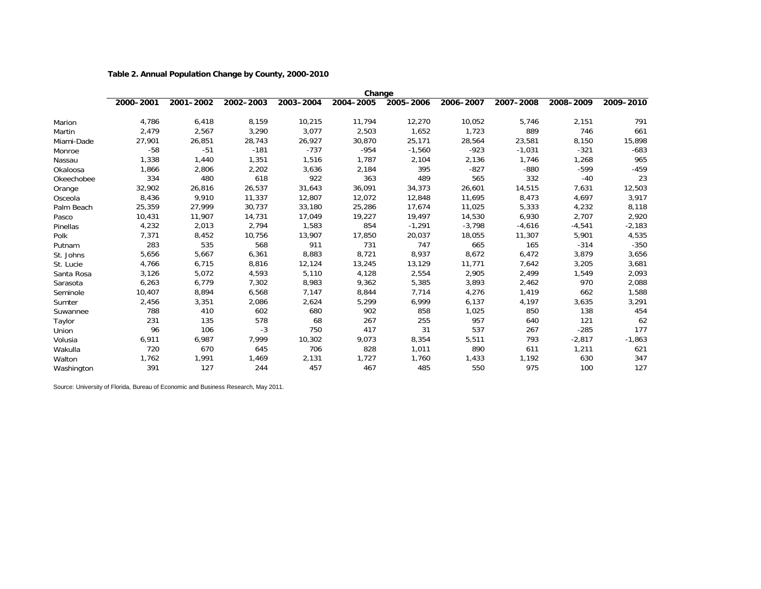**Table 2. Annual Population Change by County, 2000-2010**

| | Change | | | | | | | | | |
|---|---|---|---|---|---|---|---|---|---|---|
| | 2000–2001 | 2001–2002 | 2002–2003 | 2003–2004 | 2004–2005 | 2005–2006 | 2006–2007 | 2007–2008 | 2008–2009 | 2009–2010 |
| Marion | 4,786 | 6,418 | 8,159 | 10,215 | 11,794 | 12,270 | 10,052 | 5,746 | 2,151 | 791 |
| Martin | 2,479 | 2,567 | 3,290 | 3,077 | 2,503 | 1,652 | 1,723 | 889 | 746 | 661 |
| Miami-Dade | 27,901 | 26,851 | 28,743 | 26,927 | 30,870 | 25,171 | 28,564 | 23,581 | 8,150 | 15,898 |
| Monroe | -58 | -51 | -181 | -737 | -954 | -1,560 | -923 | -1,031 | -321 | -683 |
| Nassau | 1,338 | 1,440 | 1,351 | 1,516 | 1,787 | 2,104 | 2,136 | 1,746 | 1,268 | 965 |
| Okaloosa | 1,866 | 2,806 | 2,202 | 3,636 | 2,184 | 395 | -827 | -880 | -599 | -459 |
| Okeechobee | 334 | 480 | 618 | 922 | 363 | 489 | 565 | 332 | -40 | 23 |
| Orange | 32,902 | 26,816 | 26,537 | 31,643 | 36,091 | 34,373 | 26,601 | 14,515 | 7,631 | 12,503 |
| Osceola | 8,436 | 9,910 | 11,337 | 12,807 | 12,072 | 12,848 | 11,695 | 8,473 | 4,697 | 3,917 |
| Palm Beach | 25,359 | 27,999 | 30,737 | 33,180 | 25,286 | 17,674 | 11,025 | 5,333 | 4,232 | 8,118 |
| Pasco | 10,431 | 11,907 | 14,731 | 17,049 | 19,227 | 19,497 | 14,530 | 6,930 | 2,707 | 2,920 |
| Pinellas | 4,232 | 2,013 | 2,794 | 1,583 | 854 | -1,291 | -3,798 | -4,616 | -4,541 | -2,183 |
| Polk | 7,371 | 8,452 | 10,756 | 13,907 | 17,850 | 20,037 | 18,055 | 11,307 | 5,901 | 4,535 |
| Putnam | 283 | 535 | 568 | 911 | 731 | 747 | 665 | 165 | -314 | -350 |
| St. Johns | 5,656 | 5,667 | 6,361 | 8,883 | 8,721 | 8,937 | 8,672 | 6,472 | 3,879 | 3,656 |
| St. Lucie | 4,766 | 6,715 | 8,816 | 12,124 | 13,245 | 13,129 | 11,771 | 7,642 | 3,205 | 3,681 |
| Santa Rosa | 3,126 | 5,072 | 4,593 | 5,110 | 4,128 | 2,554 | 2,905 | 2,499 | 1,549 | 2,093 |
| Sarasota | 6,263 | 6,779 | 7,302 | 8,983 | 9,362 | 5,385 | 3,893 | 2,462 | 970 | 2,088 |
| Seminole | 10,407 | 8,894 | 6,568 | 7,147 | 8,844 | 7,714 | 4,276 | 1,419 | 662 | 1,588 |
| Sumter | 2,456 | 3,351 | 2,086 | 2,624 | 5,299 | 6,999 | 6,137 | 4,197 | 3,635 | 3,291 |
| Suwannee | 788 | 410 | 602 | 680 | 902 | 858 | 1,025 | 850 | 138 | 454 |
| Taylor | 231 | 135 | 578 | 68 | 267 | 255 | 957 | 640 | 121 | 62 |
| Union | 96 | 106 | -3 | 750 | 417 | 31 | 537 | 267 | -285 | 177 |
| Volusia | 6,911 | 6,987 | 7,999 | 10,302 | 9,073 | 8,354 | 5,511 | 793 | -2,817 | -1,863 |
| Wakulla | 720 | 670 | 645 | 706 | 828 | 1,011 | 890 | 611 | 1,211 | 621 |
| Walton | 1,762 | 1,991 | 1,469 | 2,131 | 1,727 | 1,760 | 1,433 | 1,192 | 630 | 347 |
| Washington | 391 | 127 | 244 | 457 | 467 | 485 | 550 | 975 | 100 | 127 |

Source: University of Florida, Bureau of Economic and Business Research, May 2011.